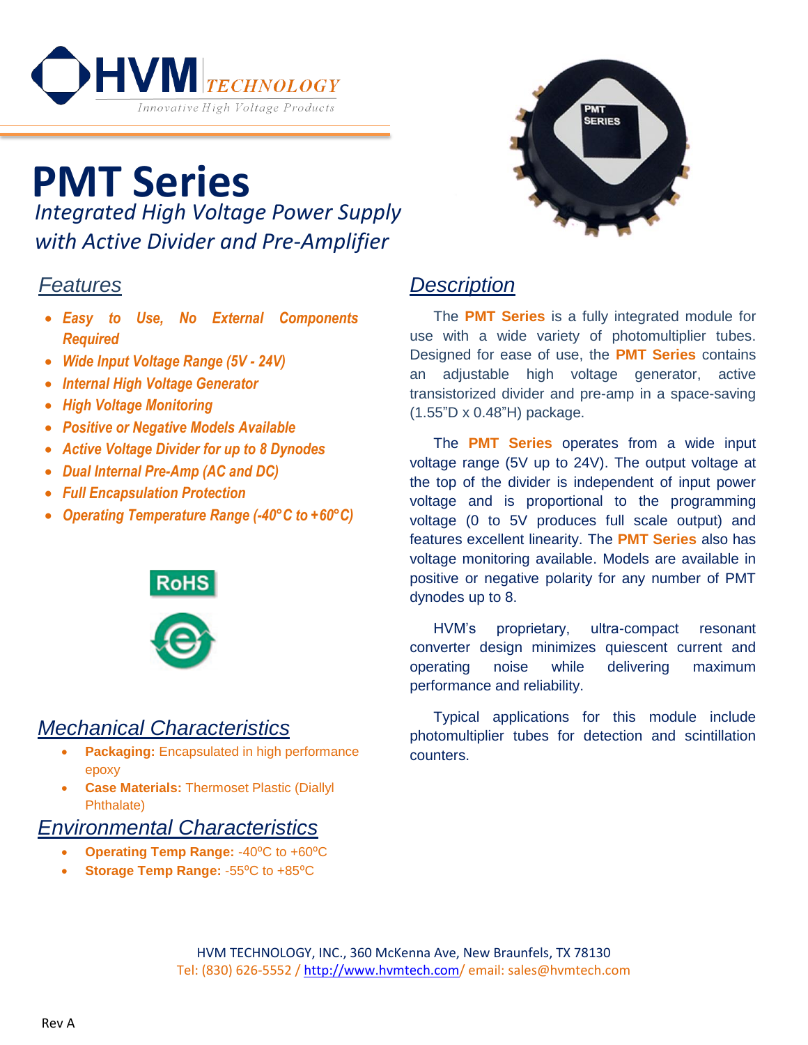HVM TECHNOLOGY

Innovative High Voltage Products

# PMT Series

*Integrated High Voltage Power Supply with Active Divider and Pre-Amplifier*

## Features

- ***Easy to Use, No External Components Required***
- ***Wide Input Voltage Range (5V - 24V)***
- ***Internal High Voltage Generator***
- ***High Voltage Monitoring***
- ***Positive or Negative Models Available***
- ***Active Voltage Divider for up to 8 Dynodes***
- ***Dual Internal Pre-Amp (AC and DC)***
- ***Full Encapsulation Protection***
- ***Operating Temperature Range (-40°C to +60°C)***

RoHS

## Mechanical Characteristics

- **Packaging:** Encapsulated in high performance epoxy
- **Case Materials:** Thermoset Plastic (Diallyl Phthalate)

## Environmental Characteristics

- **Operating Temp Range:** -40ºC to +60ºC
- **Storage Temp Range:** -55ºC to +85ºC

## Description

The **PMT Series** is a fully integrated module for use with a wide variety of photomultiplier tubes. Designed for ease of use, the **PMT Series** contains an adjustable high voltage generator, active transistorized divider and pre-amp in a space-saving (1.55"D x 0.48"H) package.

The **PMT Series** operates from a wide input voltage range (5V up to 24V). The output voltage at the top of the divider is independent of input power voltage and is proportional to the programming voltage (0 to 5V produces full scale output) and features excellent linearity. The **PMT Series** also has voltage monitoring available. Models are available in positive or negative polarity for any number of PMT dynodes up to 8.

HVM's proprietary, ultra-compact resonant converter design minimizes quiescent current and operating noise while delivering maximum performance and reliability.

Typical applications for this module include photomultiplier tubes for detection and scintillation counters.

HVM TECHNOLOGY, INC., 360 McKenna Ave, New Braunfels, TX 78130
Tel: (830) 626-5552 / http://www.hvmtech.com/ email: sales@hvmtech.com

Rev A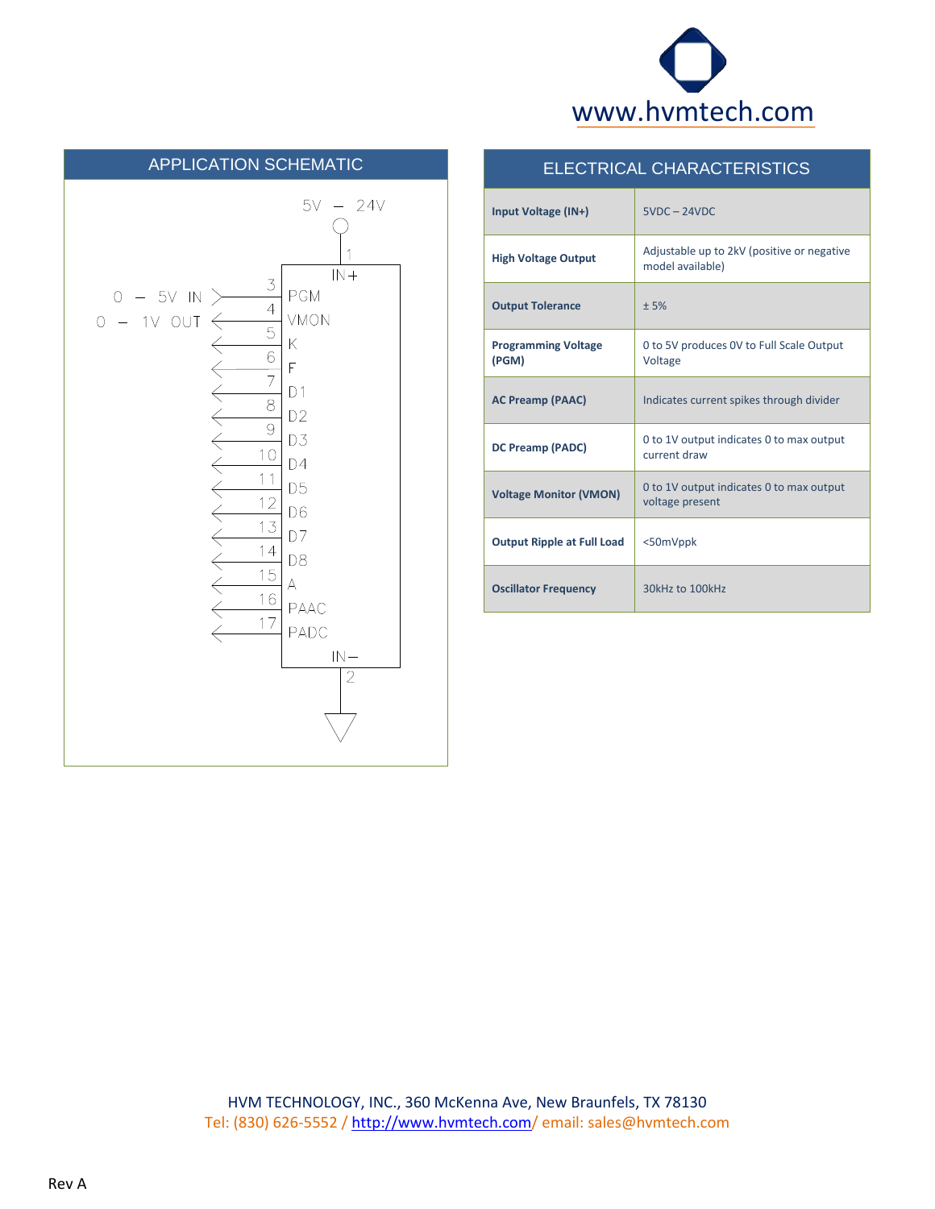www.hvmtech.com

## APPLICATION SCHEMATIC

5V – 24V

1 IN+

0 – 5V IN → 3 PGM

0 – 1V OUT ← 4 VMON

5 K

6 F

7 D1

8 D2

9 D3

10 D4

11 D5

12 D6

13 D7

14 D8

15 A

16 PAAC

17 PADC

IN− 2

## ELECTRICAL CHARACTERISTICS

| | |
|---|---|
| **Input Voltage (IN+)** | 5VDC – 24VDC |
| **High Voltage Output** | Adjustable up to 2kV (positive or negative model available) |
| **Output Tolerance** | ± 5% |
| **Programming Voltage (PGM)** | 0 to 5V produces 0V to Full Scale Output Voltage |
| **AC Preamp (PAAC)** | Indicates current spikes through divider |
| **DC Preamp (PADC)** | 0 to 1V output indicates 0 to max output current draw |
| **Voltage Monitor (VMON)** | 0 to 1V output indicates 0 to max output voltage present |
| **Output Ripple at Full Load** | <50mVppk |
| **Oscillator Frequency** | 30kHz to 100kHz |

HVM TECHNOLOGY, INC., 360 McKenna Ave, New Braunfels, TX 78130
Tel: (830) 626-5552 / http://www.hvmtech.com/ email: sales@hvmtech.com

Rev A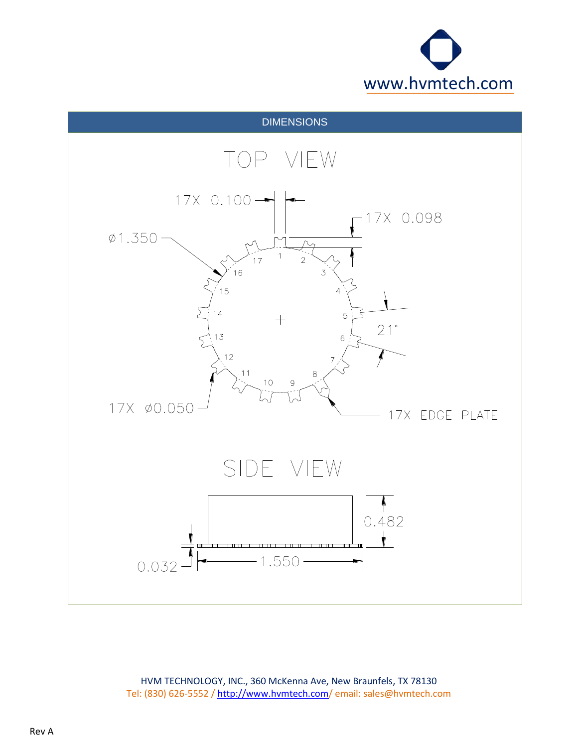## DIMENSIONS

TOP VIEW

17X 0.100

17X 0.098

⌀1.350

21°

17X ⌀0.050

17X EDGE PLATE

1 2 3 4 5 6 7 8 9 10 11 12 13 14 15 16 17

SIDE VIEW

0.482

0.032

1.550

HVM TECHNOLOGY, INC., 360 McKenna Ave, New Braunfels, TX 78130
Tel: (830) 626-5552 / http://www.hvmtech.com/ email: sales@hvmtech.com

Rev A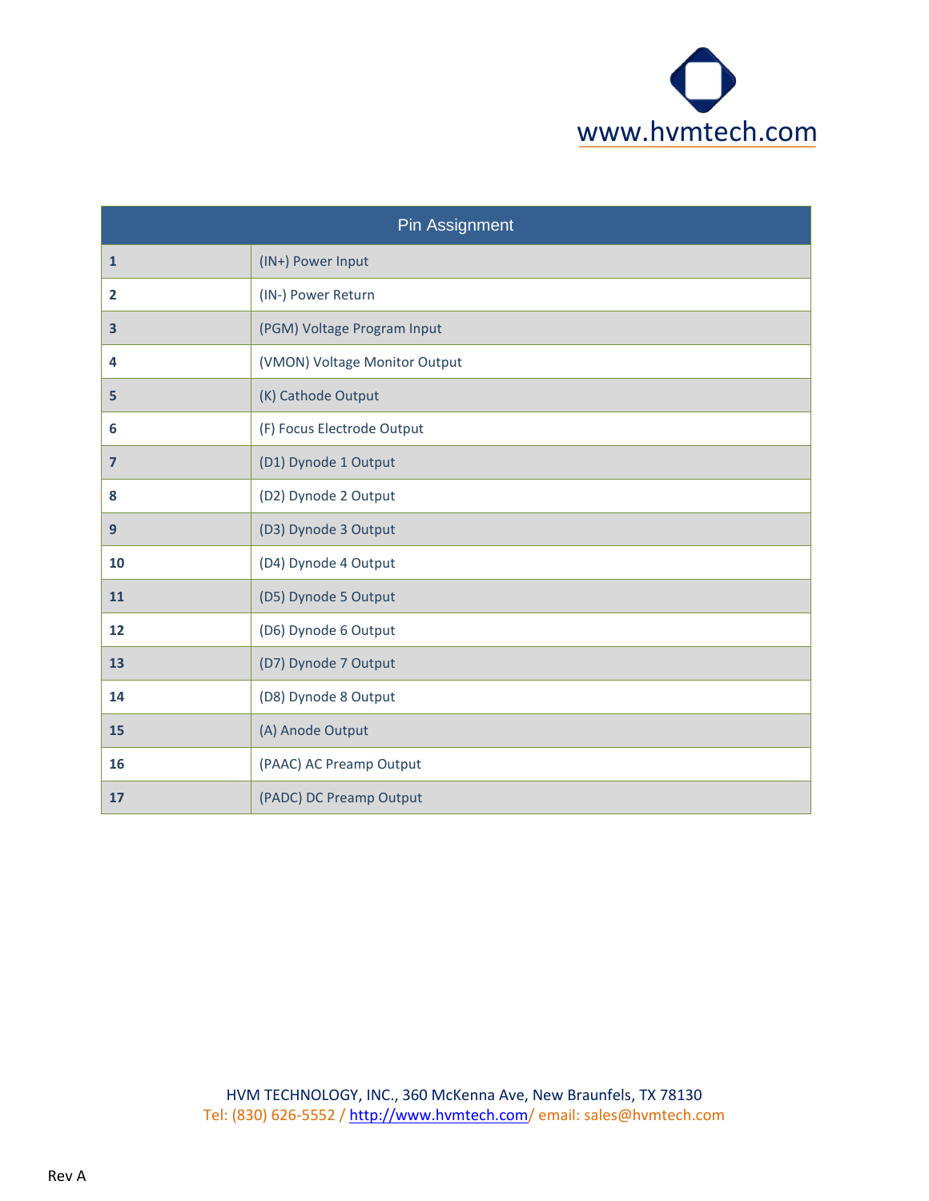| Pin Assignment | |
|---|---|
| **1** | (IN+) Power Input |
| **2** | (IN-) Power Return |
| **3** | (PGM) Voltage Program Input |
| **4** | (VMON) Voltage Monitor Output |
| **5** | (K) Cathode Output |
| **6** | (F) Focus Electrode Output |
| **7** | (D1) Dynode 1 Output |
| **8** | (D2) Dynode 2 Output |
| **9** | (D3) Dynode 3 Output |
| **10** | (D4) Dynode 4 Output |
| **11** | (D5) Dynode 5 Output |
| **12** | (D6) Dynode 6 Output |
| **13** | (D7) Dynode 7 Output |
| **14** | (D8) Dynode 8 Output |
| **15** | (A) Anode Output |
| **16** | (PAAC) AC Preamp Output |
| **17** | (PADC) DC Preamp Output |